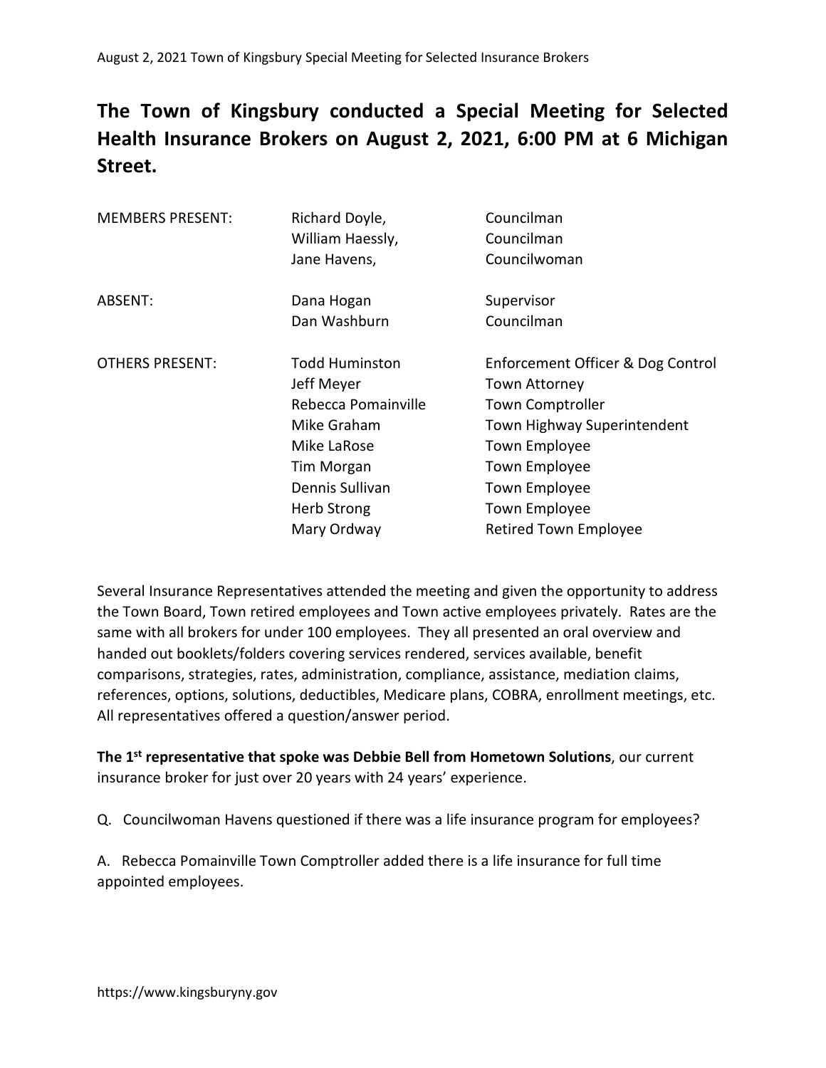# The Town of Kingsbury conducted a Special Meeting for Selected Health Insurance Brokers on August 2, 2021, 6:00 PM at 6 Michigan Street.

| | | |
|---|---|---|
| MEMBERS PRESENT: | Richard Doyle, | Councilman |
| | William Haessly, | Councilman |
| | Jane Havens, | Councilwoman |
| ABSENT: | Dana Hogan | Supervisor |
| | Dan Washburn | Councilman |
| OTHERS PRESENT: | Todd Huminston | Enforcement Officer & Dog Control |
| | Jeff Meyer | Town Attorney |
| | Rebecca Pomainville | Town Comptroller |
| | Mike Graham | Town Highway Superintendent |
| | Mike LaRose | Town Employee |
| | Tim Morgan | Town Employee |
| | Dennis Sullivan | Town Employee |
| | Herb Strong | Town Employee |
| | Mary Ordway | Retired Town Employee |

Several Insurance Representatives attended the meeting and given the opportunity to address the Town Board, Town retired employees and Town active employees privately. Rates are the same with all brokers for under 100 employees. They all presented an oral overview and handed out booklets/folders covering services rendered, services available, benefit comparisons, strategies, rates, administration, compliance, assistance, mediation claims, references, options, solutions, deductibles, Medicare plans, COBRA, enrollment meetings, etc. All representatives offered a question/answer period.

**The 1st representative that spoke was Debbie Bell from Hometown Solutions**, our current insurance broker for just over 20 years with 24 years' experience.

Q. Councilwoman Havens questioned if there was a life insurance program for employees?

A. Rebecca Pomainville Town Comptroller added there is a life insurance for full time appointed employees.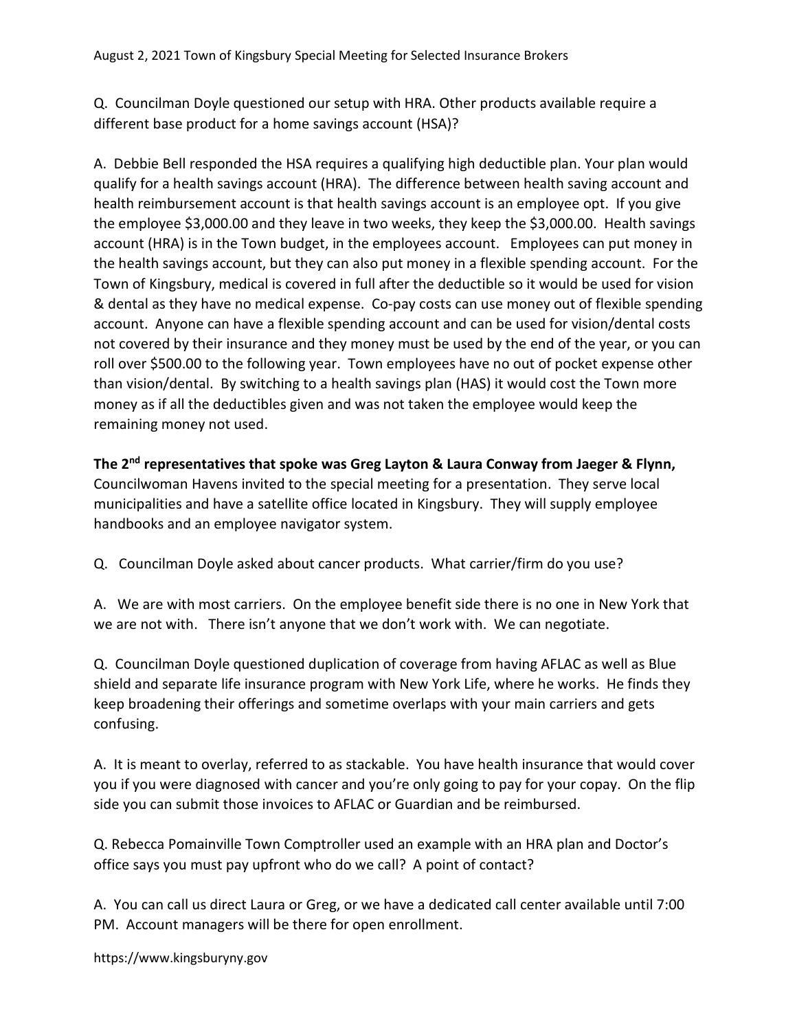Q. Councilman Doyle questioned our setup with HRA. Other products available require a different base product for a home savings account (HSA)?

A. Debbie Bell responded the HSA requires a qualifying high deductible plan. Your plan would qualify for a health savings account (HRA). The difference between health saving account and health reimbursement account is that health savings account is an employee opt. If you give the employee $3,000.00 and they leave in two weeks, they keep the $3,000.00. Health savings account (HRA) is in the Town budget, in the employees account. Employees can put money in the health savings account, but they can also put money in a flexible spending account. For the Town of Kingsbury, medical is covered in full after the deductible so it would be used for vision & dental as they have no medical expense. Co-pay costs can use money out of flexible spending account. Anyone can have a flexible spending account and can be used for vision/dental costs not covered by their insurance and they money must be used by the end of the year, or you can roll over $500.00 to the following year. Town employees have no out of pocket expense other than vision/dental. By switching to a health savings plan (HAS) it would cost the Town more money as if all the deductibles given and was not taken the employee would keep the remaining money not used.

**The 2nd representatives that spoke was Greg Layton & Laura Conway from Jaeger & Flynn,** Councilwoman Havens invited to the special meeting for a presentation. They serve local municipalities and have a satellite office located in Kingsbury. They will supply employee handbooks and an employee navigator system.

Q. Councilman Doyle asked about cancer products. What carrier/firm do you use?

A. We are with most carriers. On the employee benefit side there is no one in New York that we are not with. There isn't anyone that we don't work with. We can negotiate.

Q. Councilman Doyle questioned duplication of coverage from having AFLAC as well as Blue shield and separate life insurance program with New York Life, where he works. He finds they keep broadening their offerings and sometime overlaps with your main carriers and gets confusing.

A. It is meant to overlay, referred to as stackable. You have health insurance that would cover you if you were diagnosed with cancer and you're only going to pay for your copay. On the flip side you can submit those invoices to AFLAC or Guardian and be reimbursed.

Q. Rebecca Pomainville Town Comptroller used an example with an HRA plan and Doctor's office says you must pay upfront who do we call? A point of contact?

A. You can call us direct Laura or Greg, or we have a dedicated call center available until 7:00 PM. Account managers will be there for open enrollment.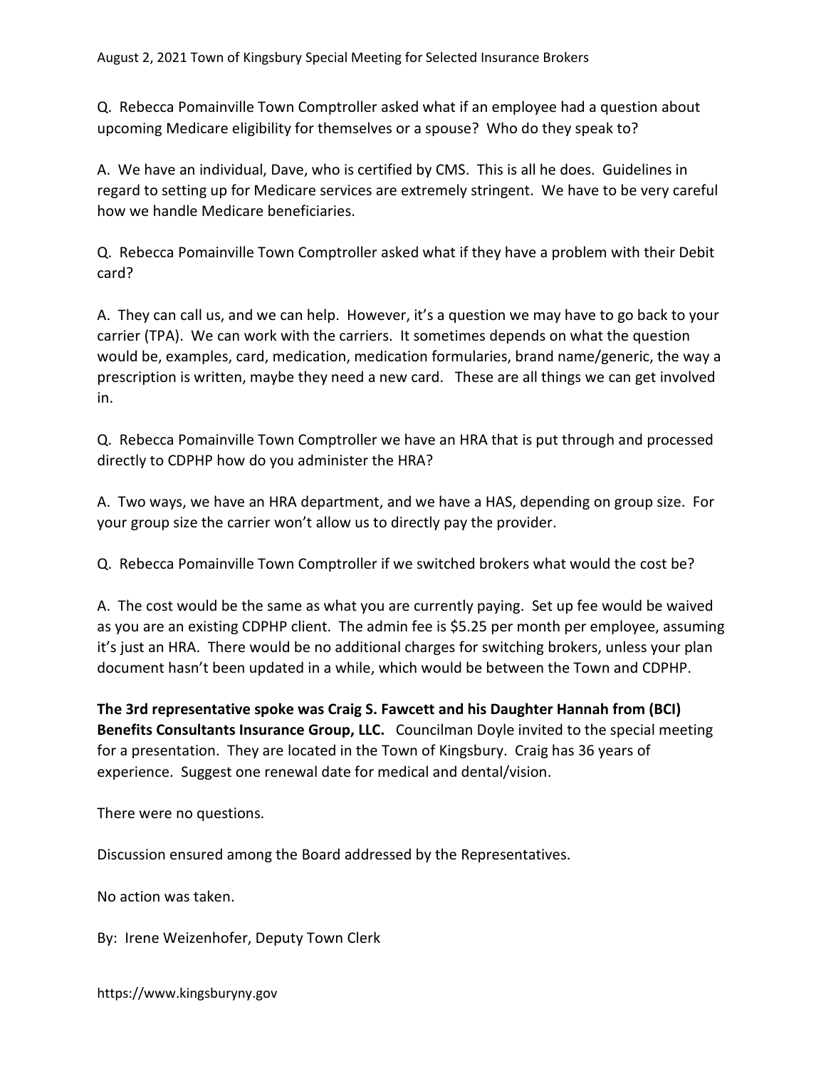Q. Rebecca Pomainville Town Comptroller asked what if an employee had a question about upcoming Medicare eligibility for themselves or a spouse? Who do they speak to?

A. We have an individual, Dave, who is certified by CMS. This is all he does. Guidelines in regard to setting up for Medicare services are extremely stringent. We have to be very careful how we handle Medicare beneficiaries.

Q. Rebecca Pomainville Town Comptroller asked what if they have a problem with their Debit card?

A. They can call us, and we can help. However, it's a question we may have to go back to your carrier (TPA). We can work with the carriers. It sometimes depends on what the question would be, examples, card, medication, medication formularies, brand name/generic, the way a prescription is written, maybe they need a new card. These are all things we can get involved in.

Q. Rebecca Pomainville Town Comptroller we have an HRA that is put through and processed directly to CDPHP how do you administer the HRA?

A. Two ways, we have an HRA department, and we have a HAS, depending on group size. For your group size the carrier won't allow us to directly pay the provider.

Q. Rebecca Pomainville Town Comptroller if we switched brokers what would the cost be?

A. The cost would be the same as what you are currently paying. Set up fee would be waived as you are an existing CDPHP client. The admin fee is $5.25 per month per employee, assuming it's just an HRA. There would be no additional charges for switching brokers, unless your plan document hasn't been updated in a while, which would be between the Town and CDPHP.

**The 3rd representative spoke was Craig S. Fawcett and his Daughter Hannah from (BCI) Benefits Consultants Insurance Group, LLC.** Councilman Doyle invited to the special meeting for a presentation. They are located in the Town of Kingsbury. Craig has 36 years of experience. Suggest one renewal date for medical and dental/vision.

There were no questions.

Discussion ensured among the Board addressed by the Representatives.

No action was taken.

By: Irene Weizenhofer, Deputy Town Clerk